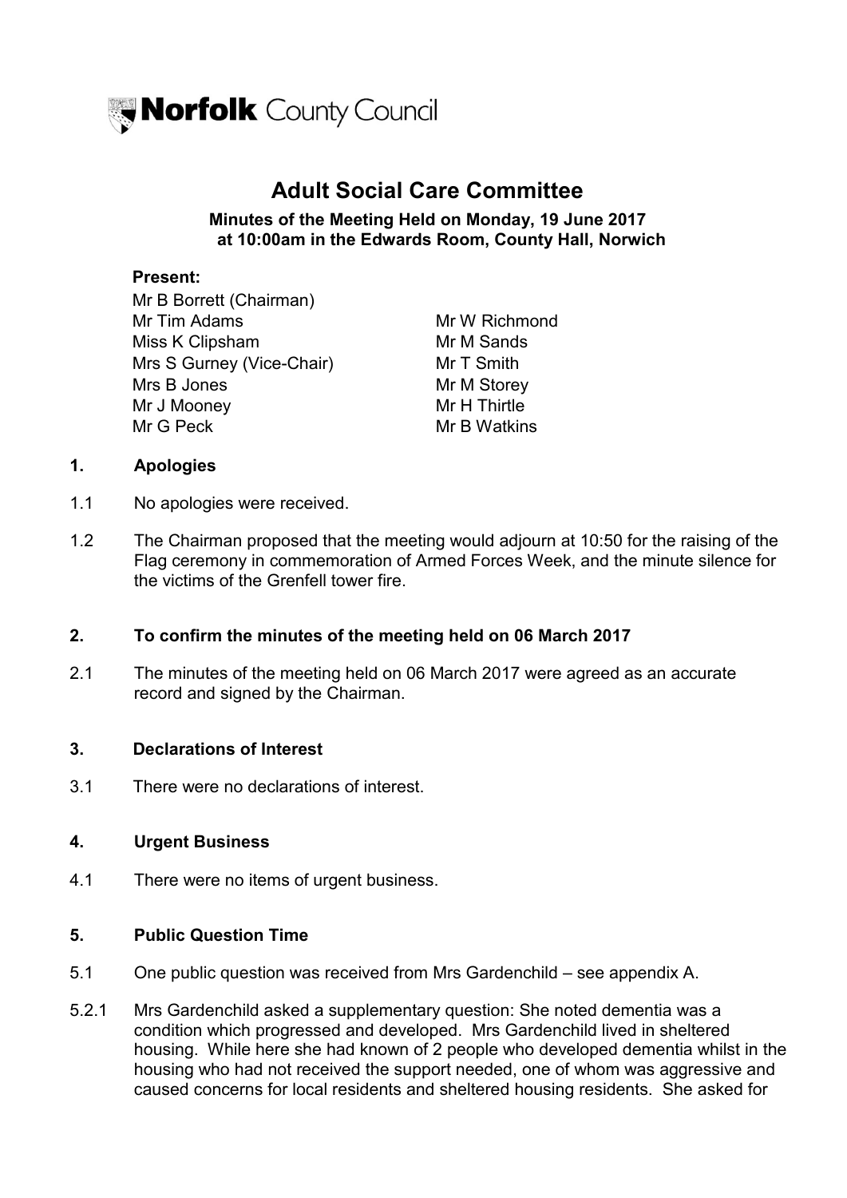Norfolk County Council

# Adult Social Care Committee

**Minutes of the Meeting Held on Monday, 19 June 2017 at 10:00am in the Edwards Room, County Hall, Norwich**

**Present:**

Mr B Borrett (Chairman)
Mr Tim Adams
Miss K Clipsham
Mrs S Gurney (Vice-Chair)
Mrs B Jones
Mr J Mooney
Mr G Peck
Mr W Richmond
Mr M Sands
Mr T Smith
Mr M Storey
Mr H Thirtle
Mr B Watkins

## 1. Apologies

1.1 No apologies were received.

1.2 The Chairman proposed that the meeting would adjourn at 10:50 for the raising of the Flag ceremony in commemoration of Armed Forces Week, and the minute silence for the victims of the Grenfell tower fire.

## 2. To confirm the minutes of the meeting held on 06 March 2017

2.1 The minutes of the meeting held on 06 March 2017 were agreed as an accurate record and signed by the Chairman.

## 3. Declarations of Interest

3.1 There were no declarations of interest.

## 4. Urgent Business

4.1 There were no items of urgent business.

## 5. Public Question Time

5.1 One public question was received from Mrs Gardenchild – see appendix A.

5.2.1 Mrs Gardenchild asked a supplementary question: She noted dementia was a condition which progressed and developed. Mrs Gardenchild lived in sheltered housing. While here she had known of 2 people who developed dementia whilst in the housing who had not received the support needed, one of whom was aggressive and caused concerns for local residents and sheltered housing residents. She asked for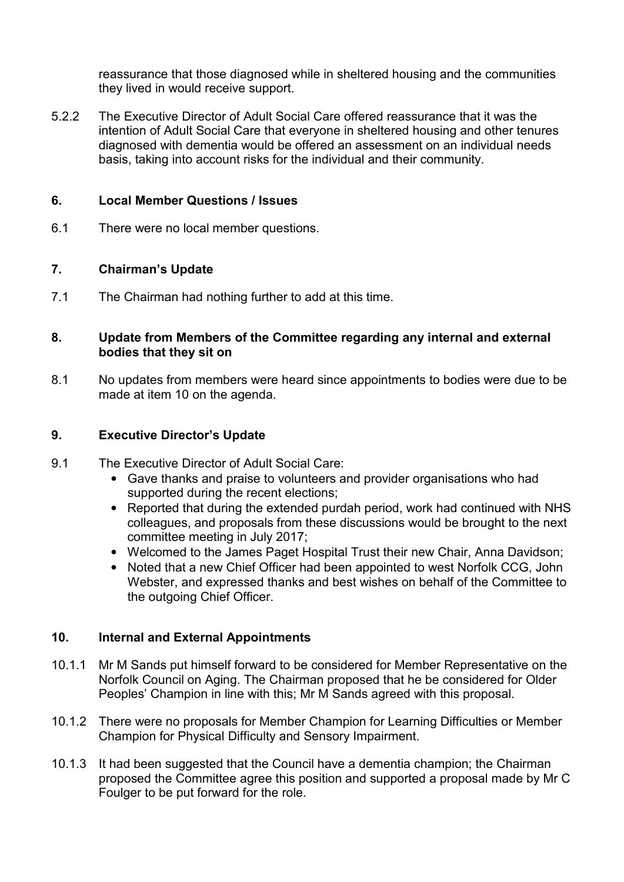reassurance that those diagnosed while in sheltered housing and the communities they lived in would receive support.

5.2.2 The Executive Director of Adult Social Care offered reassurance that it was the intention of Adult Social Care that everyone in sheltered housing and other tenures diagnosed with dementia would be offered an assessment on an individual needs basis, taking into account risks for the individual and their community.

## 6. Local Member Questions / Issues

6.1 There were no local member questions.

## 7. Chairman's Update

7.1 The Chairman had nothing further to add at this time.

## 8. Update from Members of the Committee regarding any internal and external bodies that they sit on

8.1 No updates from members were heard since appointments to bodies were due to be made at item 10 on the agenda.

## 9. Executive Director's Update

9.1 The Executive Director of Adult Social Care:

- Gave thanks and praise to volunteers and provider organisations who had supported during the recent elections;
- Reported that during the extended purdah period, work had continued with NHS colleagues, and proposals from these discussions would be brought to the next committee meeting in July 2017;
- Welcomed to the James Paget Hospital Trust their new Chair, Anna Davidson;
- Noted that a new Chief Officer had been appointed to west Norfolk CCG, John Webster, and expressed thanks and best wishes on behalf of the Committee to the outgoing Chief Officer.

## 10. Internal and External Appointments

10.1.1 Mr M Sands put himself forward to be considered for Member Representative on the Norfolk Council on Aging. The Chairman proposed that he be considered for Older Peoples' Champion in line with this; Mr M Sands agreed with this proposal.

10.1.2 There were no proposals for Member Champion for Learning Difficulties or Member Champion for Physical Difficulty and Sensory Impairment.

10.1.3 It had been suggested that the Council have a dementia champion; the Chairman proposed the Committee agree this position and supported a proposal made by Mr C Foulger to be put forward for the role.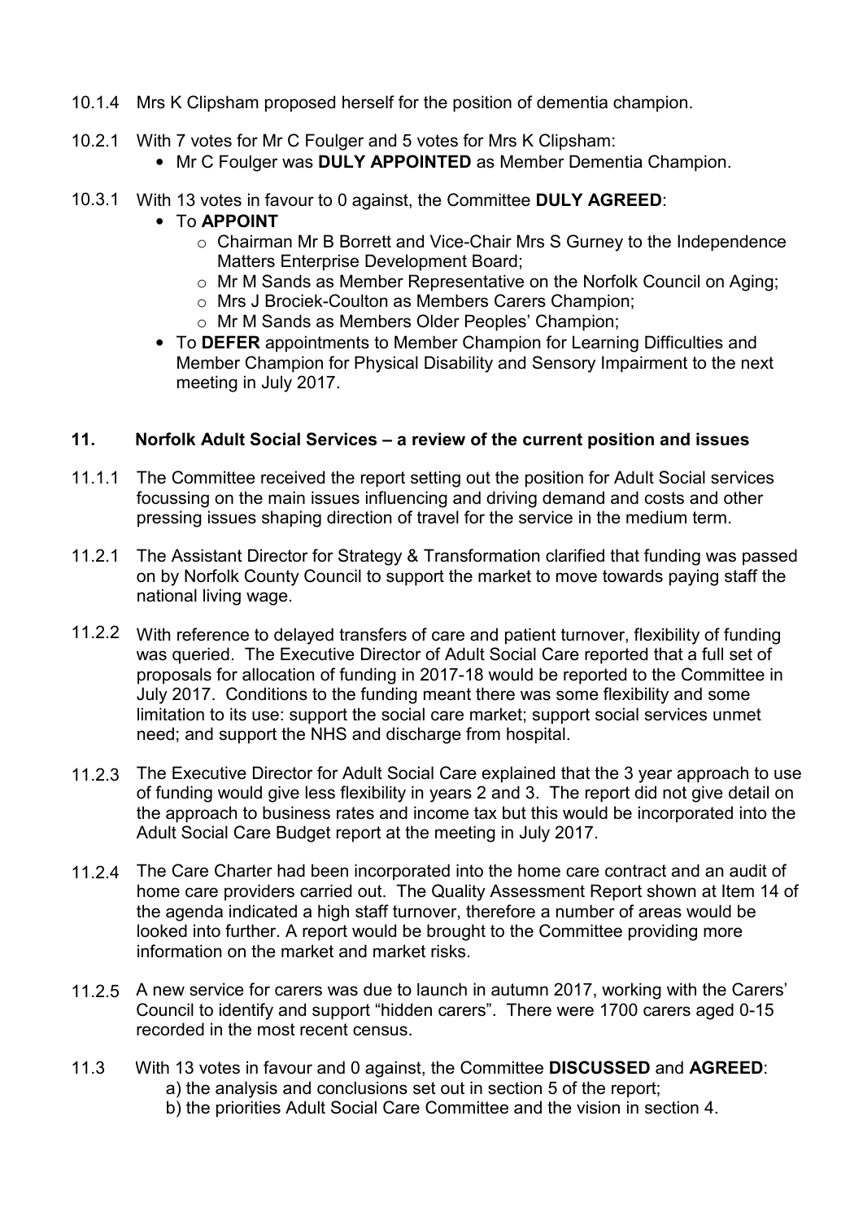10.1.4 Mrs K Clipsham proposed herself for the position of dementia champion.

10.2.1 With 7 votes for Mr C Foulger and 5 votes for Mrs K Clipsham:

- Mr C Foulger was **DULY APPOINTED** as Member Dementia Champion.

10.3.1 With 13 votes in favour to 0 against, the Committee **DULY AGREED**:

- To **APPOINT**
  - Chairman Mr B Borrett and Vice-Chair Mrs S Gurney to the Independence Matters Enterprise Development Board;
  - Mr M Sands as Member Representative on the Norfolk Council on Aging;
  - Mrs J Brociek-Coulton as Members Carers Champion;
  - Mr M Sands as Members Older Peoples' Champion;
- To **DEFER** appointments to Member Champion for Learning Difficulties and Member Champion for Physical Disability and Sensory Impairment to the next meeting in July 2017.

## 11. Norfolk Adult Social Services – a review of the current position and issues

11.1.1 The Committee received the report setting out the position for Adult Social services focussing on the main issues influencing and driving demand and costs and other pressing issues shaping direction of travel for the service in the medium term.

11.2.1 The Assistant Director for Strategy & Transformation clarified that funding was passed on by Norfolk County Council to support the market to move towards paying staff the national living wage.

11.2.2 With reference to delayed transfers of care and patient turnover, flexibility of funding was queried. The Executive Director of Adult Social Care reported that a full set of proposals for allocation of funding in 2017-18 would be reported to the Committee in July 2017. Conditions to the funding meant there was some flexibility and some limitation to its use: support the social care market; support social services unmet need; and support the NHS and discharge from hospital.

11.2.3 The Executive Director for Adult Social Care explained that the 3 year approach to use of funding would give less flexibility in years 2 and 3. The report did not give detail on the approach to business rates and income tax but this would be incorporated into the Adult Social Care Budget report at the meeting in July 2017.

11.2.4 The Care Charter had been incorporated into the home care contract and an audit of home care providers carried out. The Quality Assessment Report shown at Item 14 of the agenda indicated a high staff turnover, therefore a number of areas would be looked into further. A report would be brought to the Committee providing more information on the market and market risks.

11.2.5 A new service for carers was due to launch in autumn 2017, working with the Carers' Council to identify and support "hidden carers". There were 1700 carers aged 0-15 recorded in the most recent census.

11.3 With 13 votes in favour and 0 against, the Committee **DISCUSSED** and **AGREED**:

a) the analysis and conclusions set out in section 5 of the report;
b) the priorities Adult Social Care Committee and the vision in section 4.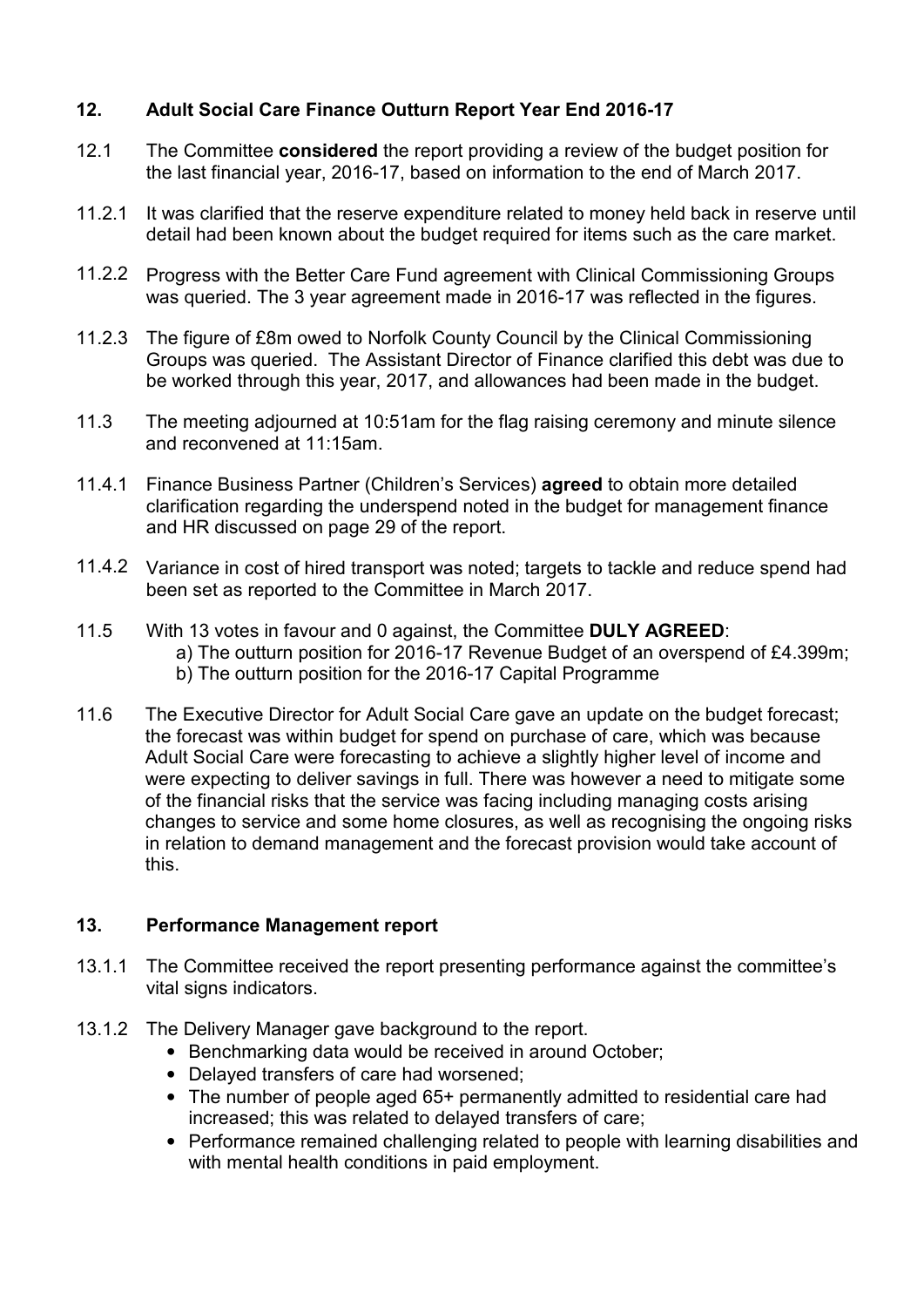## 12. Adult Social Care Finance Outturn Report Year End 2016-17

12.1 The Committee **considered** the report providing a review of the budget position for the last financial year, 2016-17, based on information to the end of March 2017.

11.2.1 It was clarified that the reserve expenditure related to money held back in reserve until detail had been known about the budget required for items such as the care market.

11.2.2 Progress with the Better Care Fund agreement with Clinical Commissioning Groups was queried. The 3 year agreement made in 2016-17 was reflected in the figures.

11.2.3 The figure of £8m owed to Norfolk County Council by the Clinical Commissioning Groups was queried. The Assistant Director of Finance clarified this debt was due to be worked through this year, 2017, and allowances had been made in the budget.

11.3 The meeting adjourned at 10:51am for the flag raising ceremony and minute silence and reconvened at 11:15am.

11.4.1 Finance Business Partner (Children's Services) **agreed** to obtain more detailed clarification regarding the underspend noted in the budget for management finance and HR discussed on page 29 of the report.

11.4.2 Variance in cost of hired transport was noted; targets to tackle and reduce spend had been set as reported to the Committee in March 2017.

11.5 With 13 votes in favour and 0 against, the Committee **DULY AGREED**:

a) The outturn position for 2016-17 Revenue Budget of an overspend of £4.399m;
b) The outturn position for the 2016-17 Capital Programme

11.6 The Executive Director for Adult Social Care gave an update on the budget forecast; the forecast was within budget for spend on purchase of care, which was because Adult Social Care were forecasting to achieve a slightly higher level of income and were expecting to deliver savings in full. There was however a need to mitigate some of the financial risks that the service was facing including managing costs arising changes to service and some home closures, as well as recognising the ongoing risks in relation to demand management and the forecast provision would take account of this.

## 13. Performance Management report

13.1.1 The Committee received the report presenting performance against the committee's vital signs indicators.

13.1.2 The Delivery Manager gave background to the report.

- Benchmarking data would be received in around October;
- Delayed transfers of care had worsened;
- The number of people aged 65+ permanently admitted to residential care had increased; this was related to delayed transfers of care;
- Performance remained challenging related to people with learning disabilities and with mental health conditions in paid employment.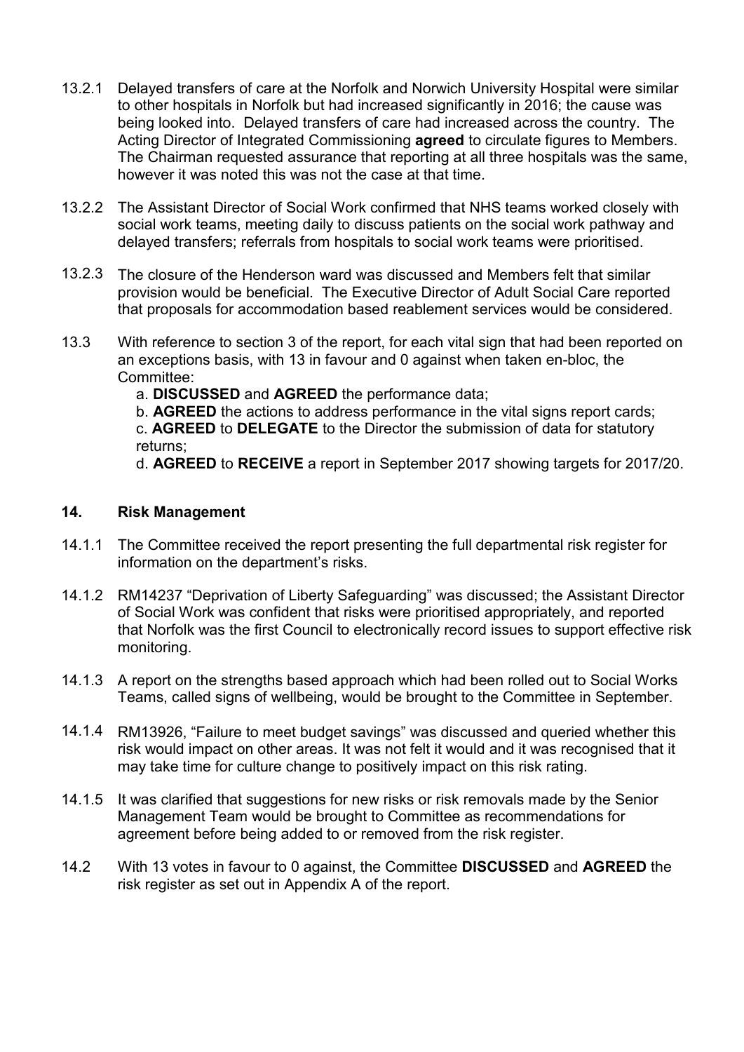13.2.1 Delayed transfers of care at the Norfolk and Norwich University Hospital were similar to other hospitals in Norfolk but had increased significantly in 2016; the cause was being looked into. Delayed transfers of care had increased across the country. The Acting Director of Integrated Commissioning **agreed** to circulate figures to Members. The Chairman requested assurance that reporting at all three hospitals was the same, however it was noted this was not the case at that time.

13.2.2 The Assistant Director of Social Work confirmed that NHS teams worked closely with social work teams, meeting daily to discuss patients on the social work pathway and delayed transfers; referrals from hospitals to social work teams were prioritised.

13.2.3 The closure of the Henderson ward was discussed and Members felt that similar provision would be beneficial. The Executive Director of Adult Social Care reported that proposals for accommodation based reablement services would be considered.

13.3 With reference to section 3 of the report, for each vital sign that had been reported on an exceptions basis, with 13 in favour and 0 against when taken en-bloc, the Committee:

a. **DISCUSSED** and **AGREED** the performance data;
b. **AGREED** the actions to address performance in the vital signs report cards;
c. **AGREED** to **DELEGATE** to the Director the submission of data for statutory returns;
d. **AGREED** to **RECEIVE** a report in September 2017 showing targets for 2017/20.

## 14. Risk Management

14.1.1 The Committee received the report presenting the full departmental risk register for information on the department's risks.

14.1.2 RM14237 "Deprivation of Liberty Safeguarding" was discussed; the Assistant Director of Social Work was confident that risks were prioritised appropriately, and reported that Norfolk was the first Council to electronically record issues to support effective risk monitoring.

14.1.3 A report on the strengths based approach which had been rolled out to Social Works Teams, called signs of wellbeing, would be brought to the Committee in September.

14.1.4 RM13926, "Failure to meet budget savings" was discussed and queried whether this risk would impact on other areas. It was not felt it would and it was recognised that it may take time for culture change to positively impact on this risk rating.

14.1.5 It was clarified that suggestions for new risks or risk removals made by the Senior Management Team would be brought to Committee as recommendations for agreement before being added to or removed from the risk register.

14.2 With 13 votes in favour to 0 against, the Committee **DISCUSSED** and **AGREED** the risk register as set out in Appendix A of the report.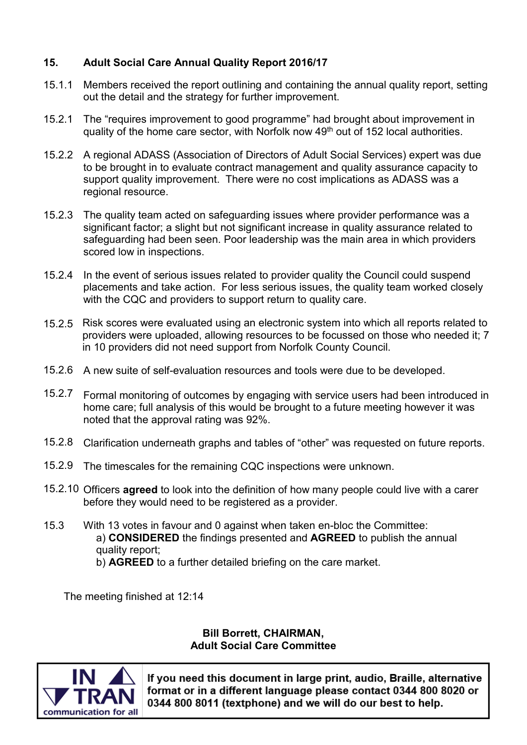## 15. Adult Social Care Annual Quality Report 2016/17

15.1.1 Members received the report outlining and containing the annual quality report, setting out the detail and the strategy for further improvement.

15.2.1 The "requires improvement to good programme" had brought about improvement in quality of the home care sector, with Norfolk now 49th out of 152 local authorities.

15.2.2 A regional ADASS (Association of Directors of Adult Social Services) expert was due to be brought in to evaluate contract management and quality assurance capacity to support quality improvement. There were no cost implications as ADASS was a regional resource.

15.2.3 The quality team acted on safeguarding issues where provider performance was a significant factor; a slight but not significant increase in quality assurance related to safeguarding had been seen. Poor leadership was the main area in which providers scored low in inspections.

15.2.4 In the event of serious issues related to provider quality the Council could suspend placements and take action. For less serious issues, the quality team worked closely with the CQC and providers to support return to quality care.

15.2.5 Risk scores were evaluated using an electronic system into which all reports related to providers were uploaded, allowing resources to be focussed on those who needed it; 7 in 10 providers did not need support from Norfolk County Council.

15.2.6 A new suite of self-evaluation resources and tools were due to be developed.

15.2.7 Formal monitoring of outcomes by engaging with service users had been introduced in home care; full analysis of this would be brought to a future meeting however it was noted that the approval rating was 92%.

15.2.8 Clarification underneath graphs and tables of "other" was requested on future reports.

15.2.9 The timescales for the remaining CQC inspections were unknown.

15.2.10 Officers **agreed** to look into the definition of how many people could live with a carer before they would need to be registered as a provider.

15.3 With 13 votes in favour and 0 against when taken en-bloc the Committee:

a) **CONSIDERED** the findings presented and **AGREED** to publish the annual quality report;

b) **AGREED** to a further detailed briefing on the care market.

The meeting finished at 12:14

**Bill Borrett, CHAIRMAN,**
**Adult Social Care Committee**

IN TRAN communication for all

**If you need this document in large print, audio, Braille, alternative format or in a different language please contact 0344 800 8020 or 0344 800 8011 (textphone) and we will do our best to help.**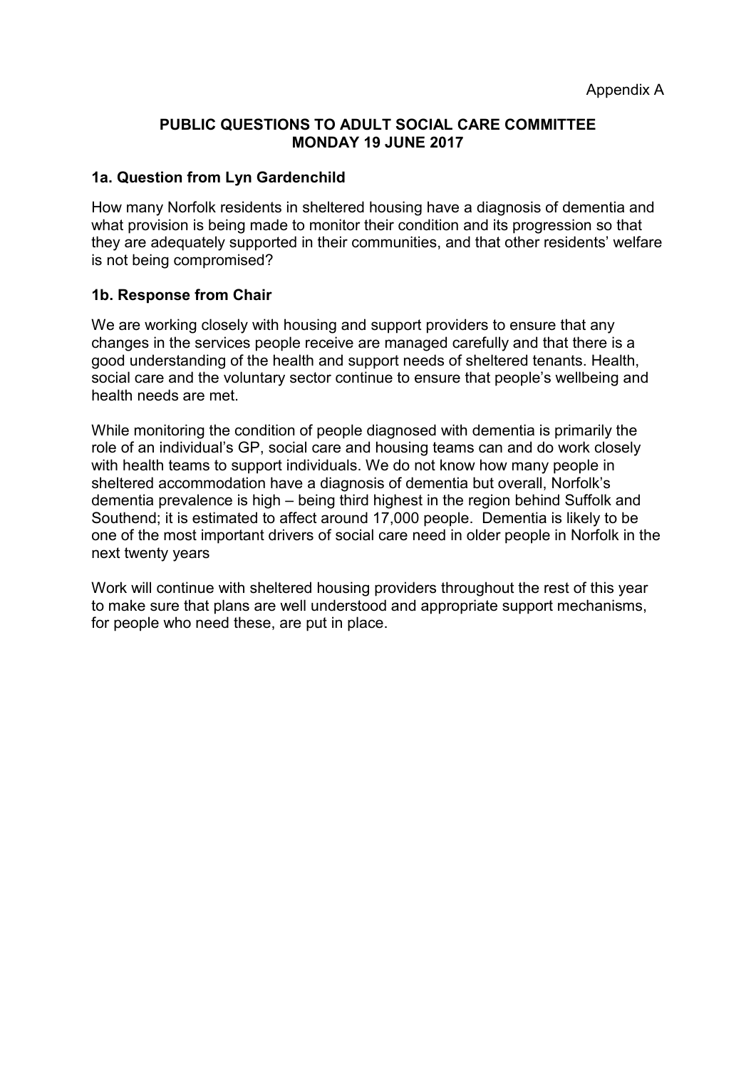Appendix A

**PUBLIC QUESTIONS TO ADULT SOCIAL CARE COMMITTEE**
**MONDAY 19 JUNE 2017**

### 1a. Question from Lyn Gardenchild

How many Norfolk residents in sheltered housing have a diagnosis of dementia and what provision is being made to monitor their condition and its progression so that they are adequately supported in their communities, and that other residents' welfare is not being compromised?

### 1b. Response from Chair

We are working closely with housing and support providers to ensure that any changes in the services people receive are managed carefully and that there is a good understanding of the health and support needs of sheltered tenants. Health, social care and the voluntary sector continue to ensure that people's wellbeing and health needs are met.

While monitoring the condition of people diagnosed with dementia is primarily the role of an individual's GP, social care and housing teams can and do work closely with health teams to support individuals. We do not know how many people in sheltered accommodation have a diagnosis of dementia but overall, Norfolk's dementia prevalence is high – being third highest in the region behind Suffolk and Southend; it is estimated to affect around 17,000 people. Dementia is likely to be one of the most important drivers of social care need in older people in Norfolk in the next twenty years

Work will continue with sheltered housing providers throughout the rest of this year to make sure that plans are well understood and appropriate support mechanisms, for people who need these, are put in place.